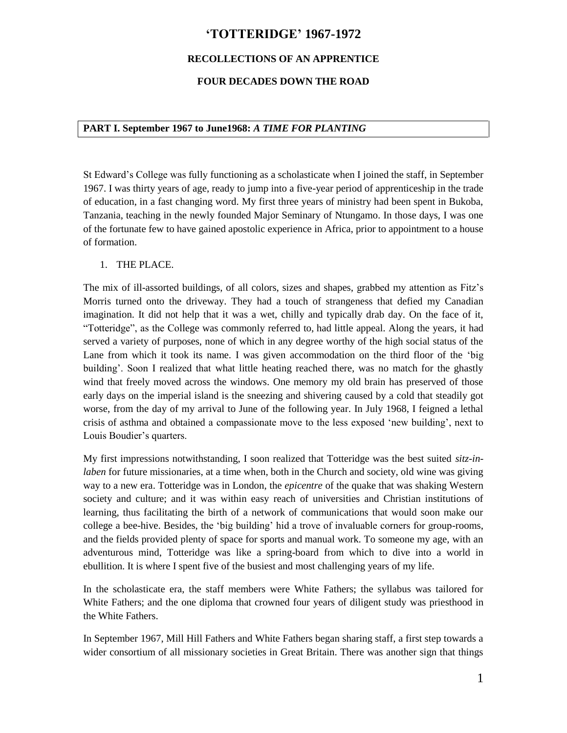# 'TOTTERIDGE' 1967-1972

### RECOLLECTIONS OF AN APPRENTICE

### FOUR DECADES DOWN THE ROAD

## PART I. September 1967 to June1968: *A TIME FOR PLANTING*

St Edward's College was fully functioning as a scholasticate when I joined the staff, in September 1967. I was thirty years of age, ready to jump into a five-year period of apprenticeship in the trade of education, in a fast changing word. My first three years of ministry had been spent in Bukoba, Tanzania, teaching in the newly founded Major Seminary of Ntungamo. In those days, I was one of the fortunate few to have gained apostolic experience in Africa, prior to appointment to a house of formation.

1. THE PLACE.

The mix of ill-assorted buildings, of all colors, sizes and shapes, grabbed my attention as Fitz's Morris turned onto the driveway. They had a touch of strangeness that defied my Canadian imagination. It did not help that it was a wet, chilly and typically drab day. On the face of it, "Totteridge", as the College was commonly referred to, had little appeal. Along the years, it had served a variety of purposes, none of which in any degree worthy of the high social status of the Lane from which it took its name. I was given accommodation on the third floor of the 'big building'. Soon I realized that what little heating reached there, was no match for the ghastly wind that freely moved across the windows. One memory my old brain has preserved of those early days on the imperial island is the sneezing and shivering caused by a cold that steadily got worse, from the day of my arrival to June of the following year. In July 1968, I feigned a lethal crisis of asthma and obtained a compassionate move to the less exposed 'new building', next to Louis Boudier's quarters.

My first impressions notwithstanding, I soon realized that Totteridge was the best suited *sitz-in-laben* for future missionaries, at a time when, both in the Church and society, old wine was giving way to a new era. Totteridge was in London, the *epicentre* of the quake that was shaking Western society and culture; and it was within easy reach of universities and Christian institutions of learning, thus facilitating the birth of a network of communications that would soon make our college a bee-hive. Besides, the 'big building' hid a trove of invaluable corners for group-rooms, and the fields provided plenty of space for sports and manual work. To someone my age, with an adventurous mind, Totteridge was like a spring-board from which to dive into a world in ebullition. It is where I spent five of the busiest and most challenging years of my life.

In the scholasticate era, the staff members were White Fathers; the syllabus was tailored for White Fathers; and the one diploma that crowned four years of diligent study was priesthood in the White Fathers.

In September 1967, Mill Hill Fathers and White Fathers began sharing staff, a first step towards a wider consortium of all missionary societies in Great Britain. There was another sign that things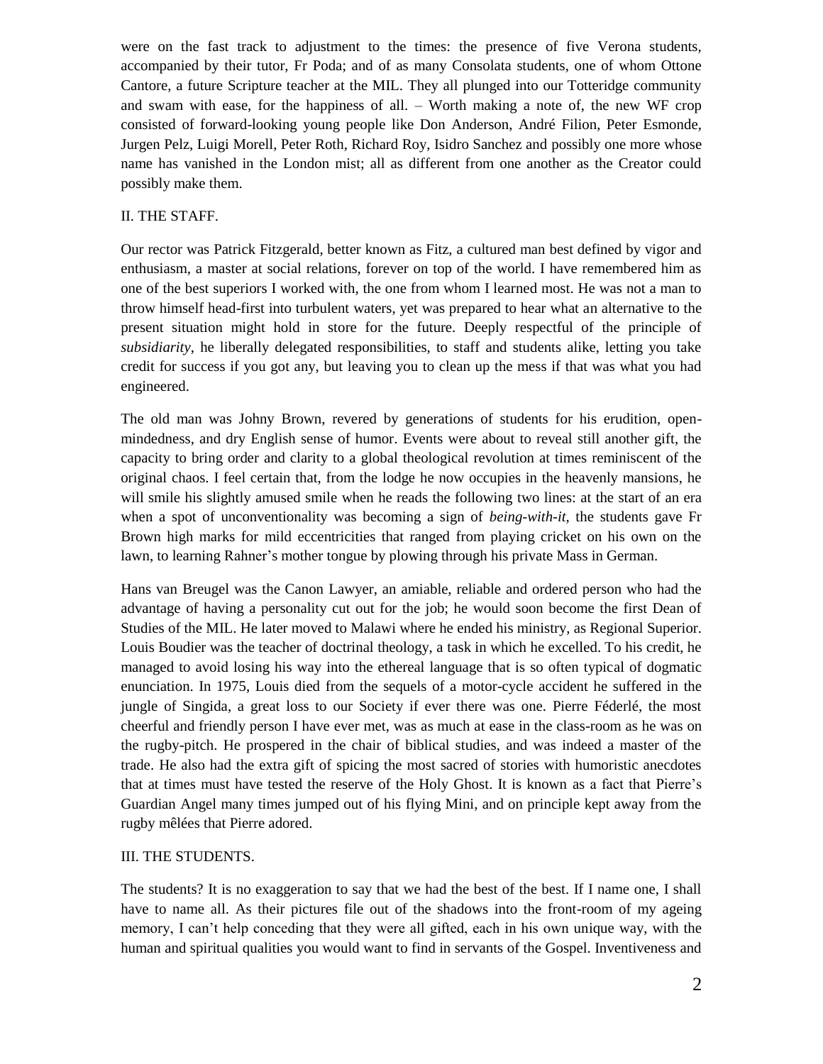were on the fast track to adjustment to the times: the presence of five Verona students, accompanied by their tutor, Fr Poda; and of as many Consolata students, one of whom Ottone Cantore, a future Scripture teacher at the MIL. They all plunged into our Totteridge community and swam with ease, for the happiness of all. – Worth making a note of, the new WF crop consisted of forward-looking young people like Don Anderson, André Filion, Peter Esmonde, Jurgen Pelz, Luigi Morell, Peter Roth, Richard Roy, Isidro Sanchez and possibly one more whose name has vanished in the London mist; all as different from one another as the Creator could possibly make them.

## II. THE STAFF.

Our rector was Patrick Fitzgerald, better known as Fitz, a cultured man best defined by vigor and enthusiasm, a master at social relations, forever on top of the world. I have remembered him as one of the best superiors I worked with, the one from whom I learned most. He was not a man to throw himself head-first into turbulent waters, yet was prepared to hear what an alternative to the present situation might hold in store for the future. Deeply respectful of the principle of *subsidiarity*, he liberally delegated responsibilities, to staff and students alike, letting you take credit for success if you got any, but leaving you to clean up the mess if that was what you had engineered.

The old man was Johny Brown, revered by generations of students for his erudition, open-mindedness, and dry English sense of humor. Events were about to reveal still another gift, the capacity to bring order and clarity to a global theological revolution at times reminiscent of the original chaos. I feel certain that, from the lodge he now occupies in the heavenly mansions, he will smile his slightly amused smile when he reads the following two lines: at the start of an era when a spot of unconventionality was becoming a sign of *being-with-it*, the students gave Fr Brown high marks for mild eccentricities that ranged from playing cricket on his own on the lawn, to learning Rahner's mother tongue by plowing through his private Mass in German.

Hans van Breugel was the Canon Lawyer, an amiable, reliable and ordered person who had the advantage of having a personality cut out for the job; he would soon become the first Dean of Studies of the MIL. He later moved to Malawi where he ended his ministry, as Regional Superior. Louis Boudier was the teacher of doctrinal theology, a task in which he excelled. To his credit, he managed to avoid losing his way into the ethereal language that is so often typical of dogmatic enunciation. In 1975, Louis died from the sequels of a motor-cycle accident he suffered in the jungle of Singida, a great loss to our Society if ever there was one. Pierre Féderlé, the most cheerful and friendly person I have ever met, was as much at ease in the class-room as he was on the rugby-pitch. He prospered in the chair of biblical studies, and was indeed a master of the trade. He also had the extra gift of spicing the most sacred of stories with humoristic anecdotes that at times must have tested the reserve of the Holy Ghost. It is known as a fact that Pierre's Guardian Angel many times jumped out of his flying Mini, and on principle kept away from the rugby mêlées that Pierre adored.

## III. THE STUDENTS.

The students? It is no exaggeration to say that we had the best of the best. If I name one, I shall have to name all. As their pictures file out of the shadows into the front-room of my ageing memory, I can't help conceding that they were all gifted, each in his own unique way, with the human and spiritual qualities you would want to find in servants of the Gospel. Inventiveness and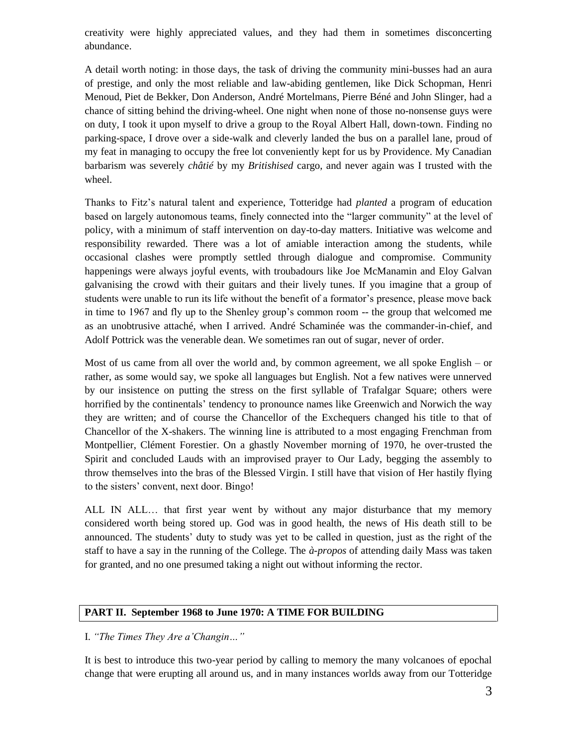creativity were highly appreciated values, and they had them in sometimes disconcerting abundance.

A detail worth noting: in those days, the task of driving the community mini-busses had an aura of prestige, and only the most reliable and law-abiding gentlemen, like Dick Schopman, Henri Menoud, Piet de Bekker, Don Anderson, André Mortelmans, Pierre Béné and John Slinger, had a chance of sitting behind the driving-wheel. One night when none of those no-nonsense guys were on duty, I took it upon myself to drive a group to the Royal Albert Hall, down-town. Finding no parking-space, I drove over a side-walk and cleverly landed the bus on a parallel lane, proud of my feat in managing to occupy the free lot conveniently kept for us by Providence. My Canadian barbarism was severely *châtié* by my *Britishised* cargo, and never again was I trusted with the wheel.

Thanks to Fitz's natural talent and experience, Totteridge had *planted* a program of education based on largely autonomous teams, finely connected into the "larger community" at the level of policy, with a minimum of staff intervention on day-to-day matters. Initiative was welcome and responsibility rewarded. There was a lot of amiable interaction among the students, while occasional clashes were promptly settled through dialogue and compromise. Community happenings were always joyful events, with troubadours like Joe McManamin and Eloy Galvan galvanising the crowd with their guitars and their lively tunes. If you imagine that a group of students were unable to run its life without the benefit of a formator's presence, please move back in time to 1967 and fly up to the Shenley group's common room -- the group that welcomed me as an unobtrusive attaché, when I arrived. André Schaminée was the commander-in-chief, and Adolf Pottrick was the venerable dean. We sometimes ran out of sugar, never of order.

Most of us came from all over the world and, by common agreement, we all spoke English – or rather, as some would say, we spoke all languages but English. Not a few natives were unnerved by our insistence on putting the stress on the first syllable of Trafalgar Square; others were horrified by the continentals' tendency to pronounce names like Greenwich and Norwich the way they are written; and of course the Chancellor of the Exchequers changed his title to that of Chancellor of the X-shakers. The winning line is attributed to a most engaging Frenchman from Montpellier, Clément Forestier. On a ghastly November morning of 1970, he over-trusted the Spirit and concluded Lauds with an improvised prayer to Our Lady, begging the assembly to throw themselves into the bras of the Blessed Virgin. I still have that vision of Her hastily flying to the sisters' convent, next door. Bingo!

ALL IN ALL… that first year went by without any major disturbance that my memory considered worth being stored up. God was in good health, the news of His death still to be announced. The students' duty to study was yet to be called in question, just as the right of the staff to have a say in the running of the College. The *à-propos* of attending daily Mass was taken for granted, and no one presumed taking a night out without informing the rector.

## PART II. September 1968 to June 1970: A TIME FOR BUILDING

I. *"The Times They Are a'Changin…"*

It is best to introduce this two-year period by calling to memory the many volcanoes of epochal change that were erupting all around us, and in many instances worlds away from our Totteridge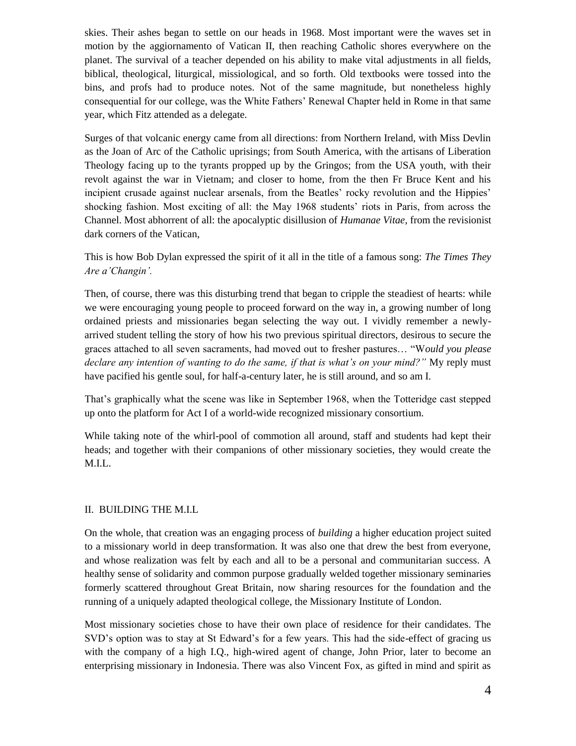skies. Their ashes began to settle on our heads in 1968. Most important were the waves set in motion by the aggiornamento of Vatican II, then reaching Catholic shores everywhere on the planet. The survival of a teacher depended on his ability to make vital adjustments in all fields, biblical, theological, liturgical, missiological, and so forth. Old textbooks were tossed into the bins, and profs had to produce notes. Not of the same magnitude, but nonetheless highly consequential for our college, was the White Fathers' Renewal Chapter held in Rome in that same year, which Fitz attended as a delegate.

Surges of that volcanic energy came from all directions: from Northern Ireland, with Miss Devlin as the Joan of Arc of the Catholic uprisings; from South America, with the artisans of Liberation Theology facing up to the tyrants propped up by the Gringos; from the USA youth, with their revolt against the war in Vietnam; and closer to home, from the then Fr Bruce Kent and his incipient crusade against nuclear arsenals, from the Beatles' rocky revolution and the Hippies' shocking fashion. Most exciting of all: the May 1968 students' riots in Paris, from across the Channel. Most abhorrent of all: the apocalyptic disillusion of *Humanae Vitae,* from the revisionist dark corners of the Vatican,

This is how Bob Dylan expressed the spirit of it all in the title of a famous song: *The Times They Are a'Changin'.*

Then, of course, there was this disturbing trend that began to cripple the steadiest of hearts: while we were encouraging young people to proceed forward on the way in, a growing number of long ordained priests and missionaries began selecting the way out. I vividly remember a newly-arrived student telling the story of how his two previous spiritual directors, desirous to secure the graces attached to all seven sacraments, had moved out to fresher pastures… "*Would you please declare any intention of wanting to do the same, if that is what's on your mind?"* My reply must have pacified his gentle soul, for half-a-century later, he is still around, and so am I.

That's graphically what the scene was like in September 1968, when the Totteridge cast stepped up onto the platform for Act I of a world-wide recognized missionary consortium.

While taking note of the whirl-pool of commotion all around, staff and students had kept their heads; and together with their companions of other missionary societies, they would create the M.I.L.

## II. BUILDING THE M.I.L

On the whole, that creation was an engaging process of *building* a higher education project suited to a missionary world in deep transformation. It was also one that drew the best from everyone, and whose realization was felt by each and all to be a personal and communitarian success. A healthy sense of solidarity and common purpose gradually welded together missionary seminaries formerly scattered throughout Great Britain, now sharing resources for the foundation and the running of a uniquely adapted theological college, the Missionary Institute of London.

Most missionary societies chose to have their own place of residence for their candidates. The SVD's option was to stay at St Edward's for a few years. This had the side-effect of gracing us with the company of a high I.Q., high-wired agent of change, John Prior, later to become an enterprising missionary in Indonesia. There was also Vincent Fox, as gifted in mind and spirit as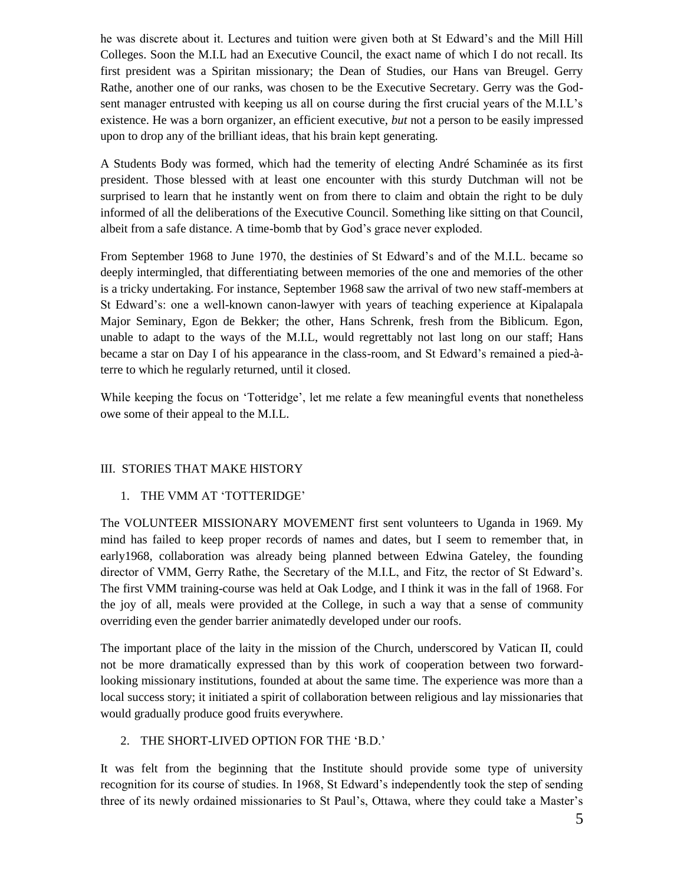he was discrete about it. Lectures and tuition were given both at St Edward's and the Mill Hill Colleges. Soon the M.I.L had an Executive Council, the exact name of which I do not recall. Its first president was a Spiritan missionary; the Dean of Studies, our Hans van Breugel. Gerry Rathe, another one of our ranks, was chosen to be the Executive Secretary. Gerry was the God-sent manager entrusted with keeping us all on course during the first crucial years of the M.I.L's existence. He was a born organizer, an efficient executive, *but* not a person to be easily impressed upon to drop any of the brilliant ideas, that his brain kept generating.

A Students Body was formed, which had the temerity of electing André Schaminée as its first president. Those blessed with at least one encounter with this sturdy Dutchman will not be surprised to learn that he instantly went on from there to claim and obtain the right to be duly informed of all the deliberations of the Executive Council. Something like sitting on that Council, albeit from a safe distance. A time-bomb that by God's grace never exploded.

From September 1968 to June 1970, the destinies of St Edward's and of the M.I.L. became so deeply intermingled, that differentiating between memories of the one and memories of the other is a tricky undertaking. For instance, September 1968 saw the arrival of two new staff-members at St Edward's: one a well-known canon-lawyer with years of teaching experience at Kipalapala Major Seminary, Egon de Bekker; the other, Hans Schrenk, fresh from the Biblicum. Egon, unable to adapt to the ways of the M.I.L, would regrettably not last long on our staff; Hans became a star on Day I of his appearance in the class-room, and St Edward's remained a pied-à-terre to which he regularly returned, until it closed.

While keeping the focus on 'Totteridge', let me relate a few meaningful events that nonetheless owe some of their appeal to the M.I.L.

## III. STORIES THAT MAKE HISTORY

### 1. THE VMM AT 'TOTTERIDGE'

The VOLUNTEER MISSIONARY MOVEMENT first sent volunteers to Uganda in 1969. My mind has failed to keep proper records of names and dates, but I seem to remember that, in early1968, collaboration was already being planned between Edwina Gateley, the founding director of VMM, Gerry Rathe, the Secretary of the M.I.L, and Fitz, the rector of St Edward's. The first VMM training-course was held at Oak Lodge, and I think it was in the fall of 1968. For the joy of all, meals were provided at the College, in such a way that a sense of community overriding even the gender barrier animatedly developed under our roofs.

The important place of the laity in the mission of the Church, underscored by Vatican II, could not be more dramatically expressed than by this work of cooperation between two forward-looking missionary institutions, founded at about the same time. The experience was more than a local success story; it initiated a spirit of collaboration between religious and lay missionaries that would gradually produce good fruits everywhere.

### 2. THE SHORT-LIVED OPTION FOR THE 'B.D.'

It was felt from the beginning that the Institute should provide some type of university recognition for its course of studies. In 1968, St Edward's independently took the step of sending three of its newly ordained missionaries to St Paul's, Ottawa, where they could take a Master's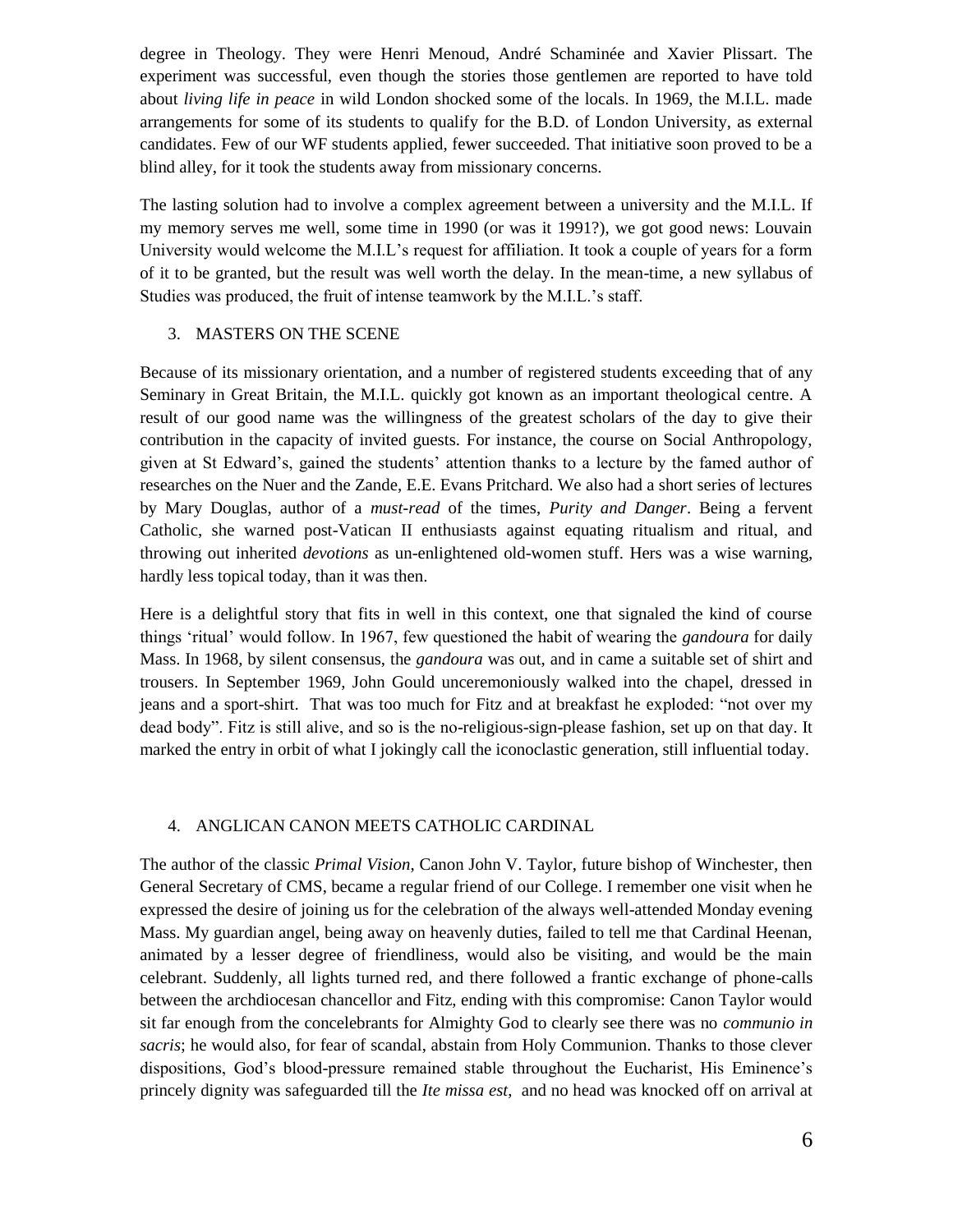degree in Theology. They were Henri Menoud, André Schaminée and Xavier Plissart. The experiment was successful, even though the stories those gentlemen are reported to have told about *living life in peace* in wild London shocked some of the locals. In 1969, the M.I.L. made arrangements for some of its students to qualify for the B.D. of London University, as external candidates. Few of our WF students applied, fewer succeeded. That initiative soon proved to be a blind alley, for it took the students away from missionary concerns.

The lasting solution had to involve a complex agreement between a university and the M.I.L. If my memory serves me well, some time in 1990 (or was it 1991?), we got good news: Louvain University would welcome the M.I.L's request for affiliation. It took a couple of years for a form of it to be granted, but the result was well worth the delay. In the mean-time, a new syllabus of Studies was produced, the fruit of intense teamwork by the M.I.L.'s staff.

## 3. MASTERS ON THE SCENE

Because of its missionary orientation, and a number of registered students exceeding that of any Seminary in Great Britain, the M.I.L. quickly got known as an important theological centre. A result of our good name was the willingness of the greatest scholars of the day to give their contribution in the capacity of invited guests. For instance, the course on Social Anthropology, given at St Edward's, gained the students' attention thanks to a lecture by the famed author of researches on the Nuer and the Zande, E.E. Evans Pritchard. We also had a short series of lectures by Mary Douglas, author of a *must-read* of the times, *Purity and Danger*. Being a fervent Catholic, she warned post-Vatican II enthusiasts against equating ritualism and ritual, and throwing out inherited *devotions* as un-enlightened old-women stuff. Hers was a wise warning, hardly less topical today, than it was then.

Here is a delightful story that fits in well in this context, one that signaled the kind of course things 'ritual' would follow. In 1967, few questioned the habit of wearing the *gandoura* for daily Mass. In 1968, by silent consensus, the *gandoura* was out, and in came a suitable set of shirt and trousers. In September 1969, John Gould unceremoniously walked into the chapel, dressed in jeans and a sport-shirt. That was too much for Fitz and at breakfast he exploded: "not over my dead body". Fitz is still alive, and so is the no-religious-sign-please fashion, set up on that day. It marked the entry in orbit of what I jokingly call the iconoclastic generation, still influential today.

## 4. ANGLICAN CANON MEETS CATHOLIC CARDINAL

The author of the classic *Primal Vision*, Canon John V. Taylor, future bishop of Winchester, then General Secretary of CMS, became a regular friend of our College. I remember one visit when he expressed the desire of joining us for the celebration of the always well-attended Monday evening Mass. My guardian angel, being away on heavenly duties, failed to tell me that Cardinal Heenan, animated by a lesser degree of friendliness, would also be visiting, and would be the main celebrant. Suddenly, all lights turned red, and there followed a frantic exchange of phone-calls between the archdiocesan chancellor and Fitz, ending with this compromise: Canon Taylor would sit far enough from the concelebrants for Almighty God to clearly see there was no *communio in sacris*; he would also, for fear of scandal, abstain from Holy Communion. Thanks to those clever dispositions, God's blood-pressure remained stable throughout the Eucharist, His Eminence's princely dignity was safeguarded till the *Ite missa est*, and no head was knocked off on arrival at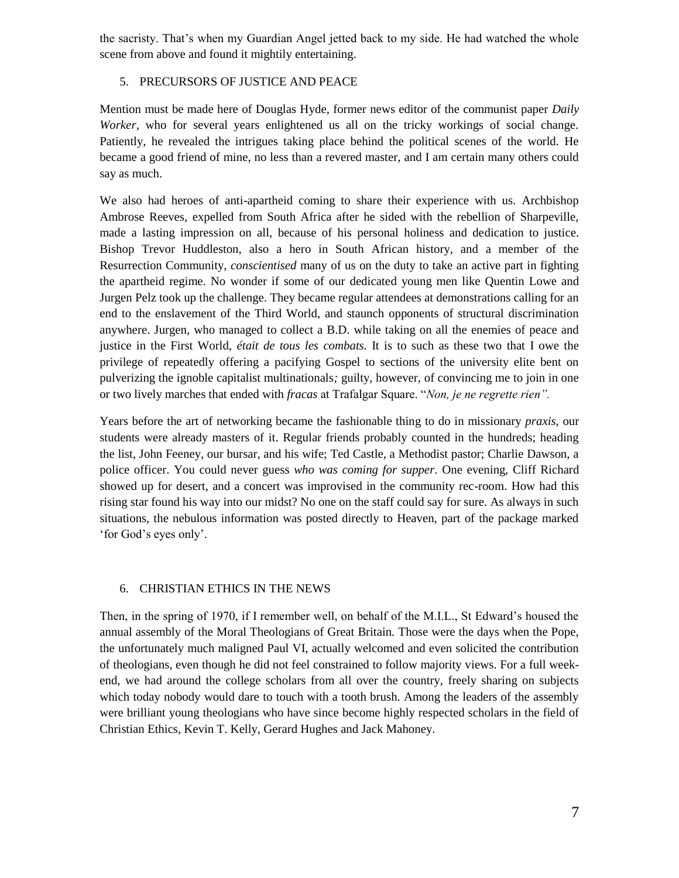the sacristy. That's when my Guardian Angel jetted back to my side. He had watched the whole scene from above and found it mightily entertaining.

## 5. PRECURSORS OF JUSTICE AND PEACE

Mention must be made here of Douglas Hyde, former news editor of the communist paper *Daily Worker*, who for several years enlightened us all on the tricky workings of social change. Patiently, he revealed the intrigues taking place behind the political scenes of the world. He became a good friend of mine, no less than a revered master, and I am certain many others could say as much.

We also had heroes of anti-apartheid coming to share their experience with us. Archbishop Ambrose Reeves, expelled from South Africa after he sided with the rebellion of Sharpeville, made a lasting impression on all, because of his personal holiness and dedication to justice. Bishop Trevor Huddleston, also a hero in South African history, and a member of the Resurrection Community, *conscientised* many of us on the duty to take an active part in fighting the apartheid regime. No wonder if some of our dedicated young men like Quentin Lowe and Jurgen Pelz took up the challenge. They became regular attendees at demonstrations calling for an end to the enslavement of the Third World, and staunch opponents of structural discrimination anywhere. Jurgen, who managed to collect a B.D. while taking on all the enemies of peace and justice in the First World, *était de tous les combats.* It is to such as these two that I owe the privilege of repeatedly offering a pacifying Gospel to sections of the university elite bent on pulverizing the ignoble capitalist multinationals*;* guilty, however, of convincing me to join in one or two lively marches that ended with *fracas* at Trafalgar Square. "*Non, je ne regrette rien".*

Years before the art of networking became the fashionable thing to do in missionary *praxis*, our students were already masters of it. Regular friends probably counted in the hundreds; heading the list, John Feeney, our bursar, and his wife; Ted Castle, a Methodist pastor; Charlie Dawson, a police officer. You could never guess *who was coming for supper*. One evening, Cliff Richard showed up for desert, and a concert was improvised in the community rec-room. How had this rising star found his way into our midst? No one on the staff could say for sure. As always in such situations, the nebulous information was posted directly to Heaven, part of the package marked 'for God's eyes only'.

## 6. CHRISTIAN ETHICS IN THE NEWS

Then, in the spring of 1970, if I remember well, on behalf of the M.I.L., St Edward's housed the annual assembly of the Moral Theologians of Great Britain. Those were the days when the Pope, the unfortunately much maligned Paul VI, actually welcomed and even solicited the contribution of theologians, even though he did not feel constrained to follow majority views. For a full week-end, we had around the college scholars from all over the country, freely sharing on subjects which today nobody would dare to touch with a tooth brush. Among the leaders of the assembly were brilliant young theologians who have since become highly respected scholars in the field of Christian Ethics, Kevin T. Kelly, Gerard Hughes and Jack Mahoney.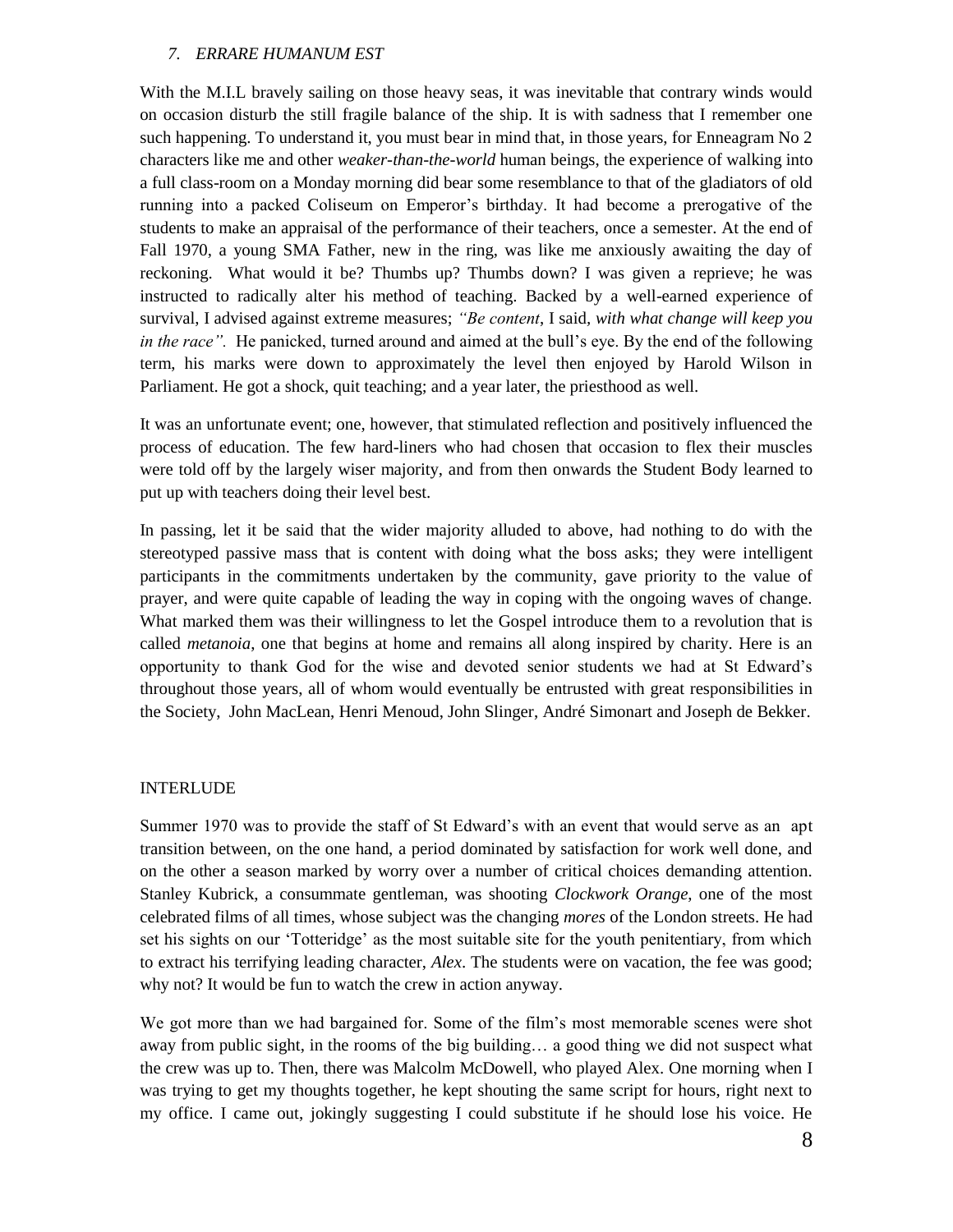## 7. *ERRARE HUMANUM EST*

With the M.I.L bravely sailing on those heavy seas, it was inevitable that contrary winds would on occasion disturb the still fragile balance of the ship. It is with sadness that I remember one such happening. To understand it, you must bear in mind that, in those years, for Enneagram No 2 characters like me and other *weaker-than-the-world* human beings, the experience of walking into a full class-room on a Monday morning did bear some resemblance to that of the gladiators of old running into a packed Coliseum on Emperor's birthday. It had become a prerogative of the students to make an appraisal of the performance of their teachers, once a semester. At the end of Fall 1970, a young SMA Father, new in the ring, was like me anxiously awaiting the day of reckoning. What would it be? Thumbs up? Thumbs down? I was given a reprieve; he was instructed to radically alter his method of teaching. Backed by a well-earned experience of survival, I advised against extreme measures; *"Be content*, I said, *with what change will keep you in the race".* He panicked, turned around and aimed at the bull's eye. By the end of the following term, his marks were down to approximately the level then enjoyed by Harold Wilson in Parliament. He got a shock, quit teaching; and a year later, the priesthood as well.

It was an unfortunate event; one, however, that stimulated reflection and positively influenced the process of education. The few hard-liners who had chosen that occasion to flex their muscles were told off by the largely wiser majority, and from then onwards the Student Body learned to put up with teachers doing their level best.

In passing, let it be said that the wider majority alluded to above, had nothing to do with the stereotyped passive mass that is content with doing what the boss asks; they were intelligent participants in the commitments undertaken by the community, gave priority to the value of prayer, and were quite capable of leading the way in coping with the ongoing waves of change. What marked them was their willingness to let the Gospel introduce them to a revolution that is called *metanoia,* one that begins at home and remains all along inspired by charity. Here is an opportunity to thank God for the wise and devoted senior students we had at St Edward's throughout those years, all of whom would eventually be entrusted with great responsibilities in the Society, John MacLean, Henri Menoud, John Slinger, André Simonart and Joseph de Bekker.

## INTERLUDE

Summer 1970 was to provide the staff of St Edward's with an event that would serve as an apt transition between, on the one hand, a period dominated by satisfaction for work well done, and on the other a season marked by worry over a number of critical choices demanding attention. Stanley Kubrick, a consummate gentleman, was shooting *Clockwork Orange*, one of the most celebrated films of all times, whose subject was the changing *mores* of the London streets. He had set his sights on our 'Totteridge' as the most suitable site for the youth penitentiary, from which to extract his terrifying leading character, *Alex*. The students were on vacation, the fee was good; why not? It would be fun to watch the crew in action anyway.

We got more than we had bargained for. Some of the film's most memorable scenes were shot away from public sight, in the rooms of the big building… a good thing we did not suspect what the crew was up to. Then, there was Malcolm McDowell, who played Alex. One morning when I was trying to get my thoughts together, he kept shouting the same script for hours, right next to my office. I came out, jokingly suggesting I could substitute if he should lose his voice. He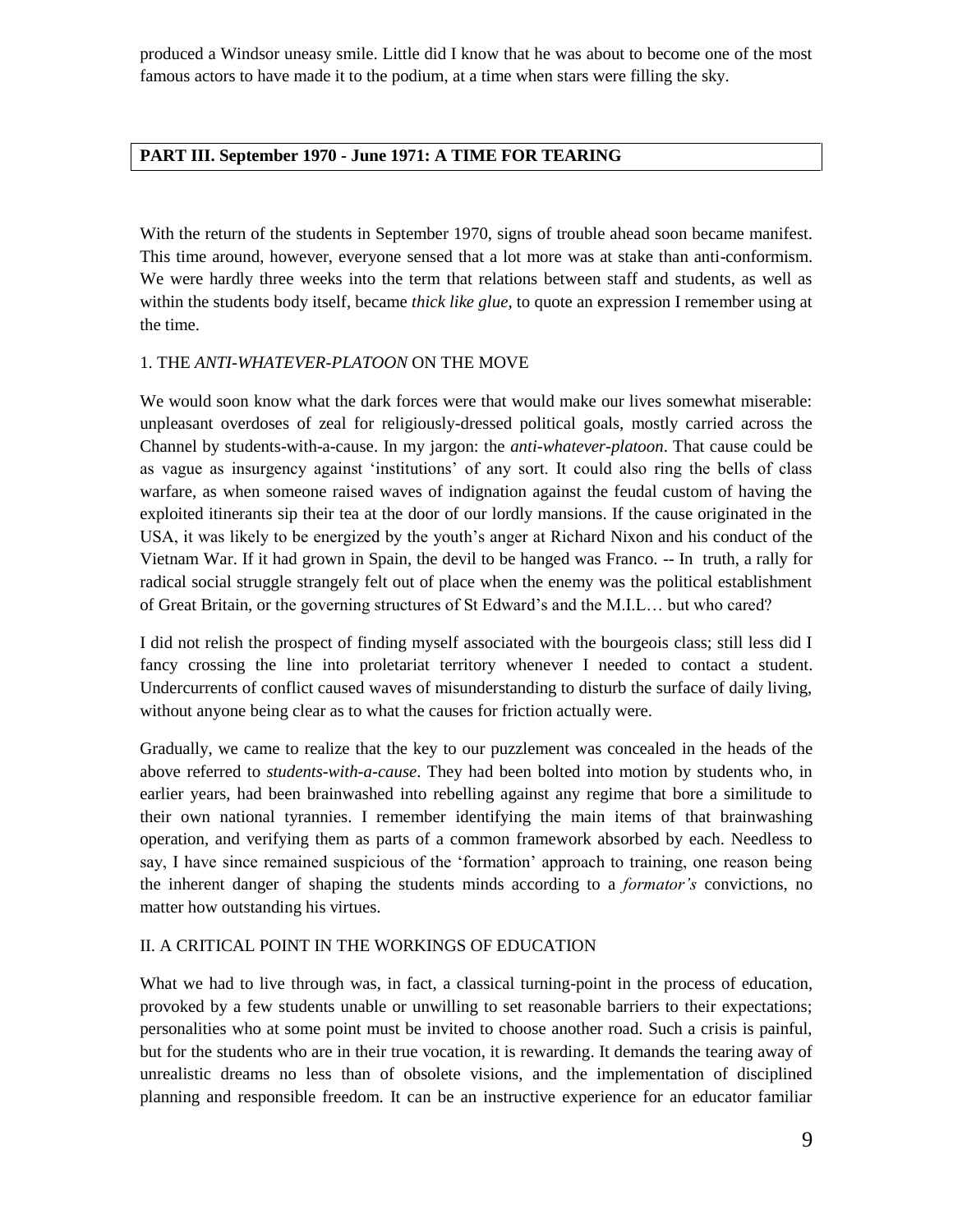produced a Windsor uneasy smile. Little did I know that he was about to become one of the most famous actors to have made it to the podium, at a time when stars were filling the sky.

## PART III. September 1970 - June 1971: A TIME FOR TEARING

With the return of the students in September 1970, signs of trouble ahead soon became manifest. This time around, however, everyone sensed that a lot more was at stake than anti-conformism. We were hardly three weeks into the term that relations between staff and students, as well as within the students body itself, became *thick like glue*, to quote an expression I remember using at the time.

### 1. THE *ANTI-WHATEVER-PLATOON* ON THE MOVE

We would soon know what the dark forces were that would make our lives somewhat miserable: unpleasant overdoses of zeal for religiously-dressed political goals, mostly carried across the Channel by students-with-a-cause. In my jargon: the *anti-whatever-platoon*. That cause could be as vague as insurgency against 'institutions' of any sort. It could also ring the bells of class warfare, as when someone raised waves of indignation against the feudal custom of having the exploited itinerants sip their tea at the door of our lordly mansions. If the cause originated in the USA, it was likely to be energized by the youth's anger at Richard Nixon and his conduct of the Vietnam War. If it had grown in Spain, the devil to be hanged was Franco. -- In truth, a rally for radical social struggle strangely felt out of place when the enemy was the political establishment of Great Britain, or the governing structures of St Edward's and the M.I.L… but who cared?

I did not relish the prospect of finding myself associated with the bourgeois class; still less did I fancy crossing the line into proletariat territory whenever I needed to contact a student. Undercurrents of conflict caused waves of misunderstanding to disturb the surface of daily living, without anyone being clear as to what the causes for friction actually were.

Gradually, we came to realize that the key to our puzzlement was concealed in the heads of the above referred to *students-with-a-cause*. They had been bolted into motion by students who, in earlier years, had been brainwashed into rebelling against any regime that bore a similitude to their own national tyrannies. I remember identifying the main items of that brainwashing operation, and verifying them as parts of a common framework absorbed by each. Needless to say, I have since remained suspicious of the 'formation' approach to training, one reason being the inherent danger of shaping the students minds according to a *formator's* convictions, no matter how outstanding his virtues.

### II. A CRITICAL POINT IN THE WORKINGS OF EDUCATION

What we had to live through was, in fact, a classical turning-point in the process of education, provoked by a few students unable or unwilling to set reasonable barriers to their expectations; personalities who at some point must be invited to choose another road. Such a crisis is painful, but for the students who are in their true vocation, it is rewarding. It demands the tearing away of unrealistic dreams no less than of obsolete visions, and the implementation of disciplined planning and responsible freedom. It can be an instructive experience for an educator familiar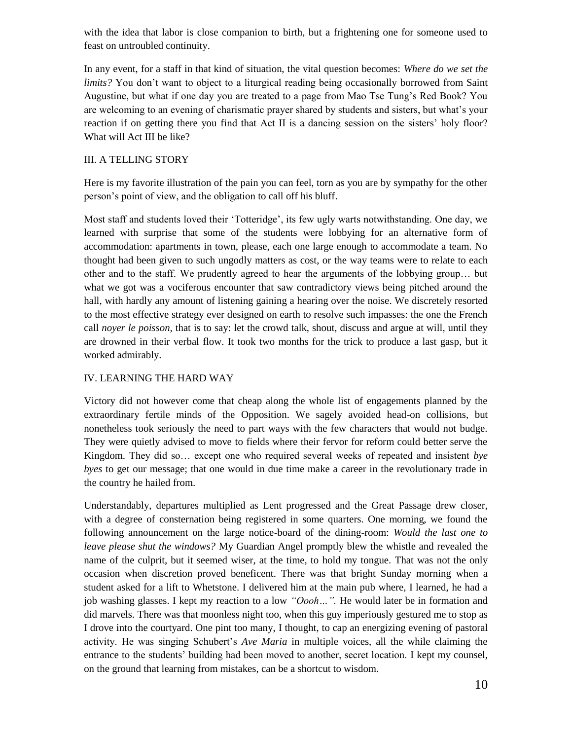with the idea that labor is close companion to birth, but a frightening one for someone used to feast on untroubled continuity.

In any event, for a staff in that kind of situation, the vital question becomes: *Where do we set the limits?* You don't want to object to a liturgical reading being occasionally borrowed from Saint Augustine, but what if one day you are treated to a page from Mao Tse Tung's Red Book? You are welcoming to an evening of charismatic prayer shared by students and sisters, but what's your reaction if on getting there you find that Act II is a dancing session on the sisters' holy floor? What will Act III be like?

## III. A TELLING STORY

Here is my favorite illustration of the pain you can feel, torn as you are by sympathy for the other person's point of view, and the obligation to call off his bluff.

Most staff and students loved their 'Totteridge', its few ugly warts notwithstanding. One day, we learned with surprise that some of the students were lobbying for an alternative form of accommodation: apartments in town, please, each one large enough to accommodate a team. No thought had been given to such ungodly matters as cost, or the way teams were to relate to each other and to the staff. We prudently agreed to hear the arguments of the lobbying group… but what we got was a vociferous encounter that saw contradictory views being pitched around the hall, with hardly any amount of listening gaining a hearing over the noise. We discretely resorted to the most effective strategy ever designed on earth to resolve such impasses: the one the French call *noyer le poisson*, that is to say: let the crowd talk, shout, discuss and argue at will, until they are drowned in their verbal flow. It took two months for the trick to produce a last gasp, but it worked admirably.

## IV. LEARNING THE HARD WAY

Victory did not however come that cheap along the whole list of engagements planned by the extraordinary fertile minds of the Opposition. We sagely avoided head-on collisions, but nonetheless took seriously the need to part ways with the few characters that would not budge. They were quietly advised to move to fields where their fervor for reform could better serve the Kingdom. They did so… except one who required several weeks of repeated and insistent *bye byes* to get our message; that one would in due time make a career in the revolutionary trade in the country he hailed from.

Understandably, departures multiplied as Lent progressed and the Great Passage drew closer, with a degree of consternation being registered in some quarters. One morning, we found the following announcement on the large notice-board of the dining-room: *Would the last one to leave please shut the windows?* My Guardian Angel promptly blew the whistle and revealed the name of the culprit, but it seemed wiser, at the time, to hold my tongue. That was not the only occasion when discretion proved beneficent. There was that bright Sunday morning when a student asked for a lift to Whetstone. I delivered him at the main pub where, I learned, he had a job washing glasses. I kept my reaction to a low *"Oooh…".* He would later be in formation and did marvels. There was that moonless night too, when this guy imperiously gestured me to stop as I drove into the courtyard. One pint too many, I thought, to cap an energizing evening of pastoral activity. He was singing Schubert's *Ave Maria* in multiple voices, all the while claiming the entrance to the students' building had been moved to another, secret location. I kept my counsel, on the ground that learning from mistakes, can be a shortcut to wisdom.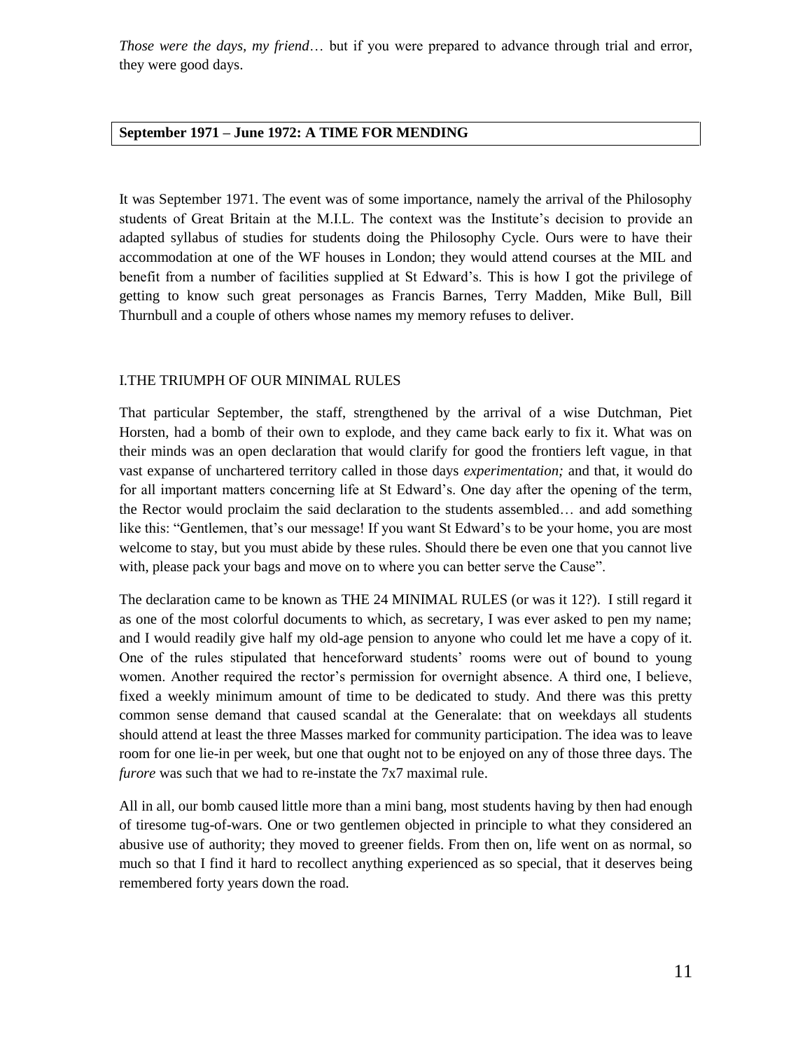*Those were the days, my friend*… but if you were prepared to advance through trial and error, they were good days.

## September 1971 – June 1972: A TIME FOR MENDING

It was September 1971. The event was of some importance, namely the arrival of the Philosophy students of Great Britain at the M.I.L. The context was the Institute's decision to provide an adapted syllabus of studies for students doing the Philosophy Cycle. Ours were to have their accommodation at one of the WF houses in London; they would attend courses at the MIL and benefit from a number of facilities supplied at St Edward's. This is how I got the privilege of getting to know such great personages as Francis Barnes, Terry Madden, Mike Bull, Bill Thurnbull and a couple of others whose names my memory refuses to deliver.

### I.THE TRIUMPH OF OUR MINIMAL RULES

That particular September, the staff, strengthened by the arrival of a wise Dutchman, Piet Horsten, had a bomb of their own to explode, and they came back early to fix it. What was on their minds was an open declaration that would clarify for good the frontiers left vague, in that vast expanse of unchartered territory called in those days *experimentation;* and that, it would do for all important matters concerning life at St Edward's. One day after the opening of the term, the Rector would proclaim the said declaration to the students assembled… and add something like this: "Gentlemen, that's our message! If you want St Edward's to be your home, you are most welcome to stay, but you must abide by these rules. Should there be even one that you cannot live with, please pack your bags and move on to where you can better serve the Cause".

The declaration came to be known as THE 24 MINIMAL RULES (or was it 12?). I still regard it as one of the most colorful documents to which, as secretary, I was ever asked to pen my name; and I would readily give half my old-age pension to anyone who could let me have a copy of it. One of the rules stipulated that henceforward students' rooms were out of bound to young women. Another required the rector's permission for overnight absence. A third one, I believe, fixed a weekly minimum amount of time to be dedicated to study. And there was this pretty common sense demand that caused scandal at the Generalate: that on weekdays all students should attend at least the three Masses marked for community participation. The idea was to leave room for one lie-in per week, but one that ought not to be enjoyed on any of those three days. The *furore* was such that we had to re-instate the 7x7 maximal rule.

All in all, our bomb caused little more than a mini bang, most students having by then had enough of tiresome tug-of-wars. One or two gentlemen objected in principle to what they considered an abusive use of authority; they moved to greener fields. From then on, life went on as normal, so much so that I find it hard to recollect anything experienced as so special, that it deserves being remembered forty years down the road.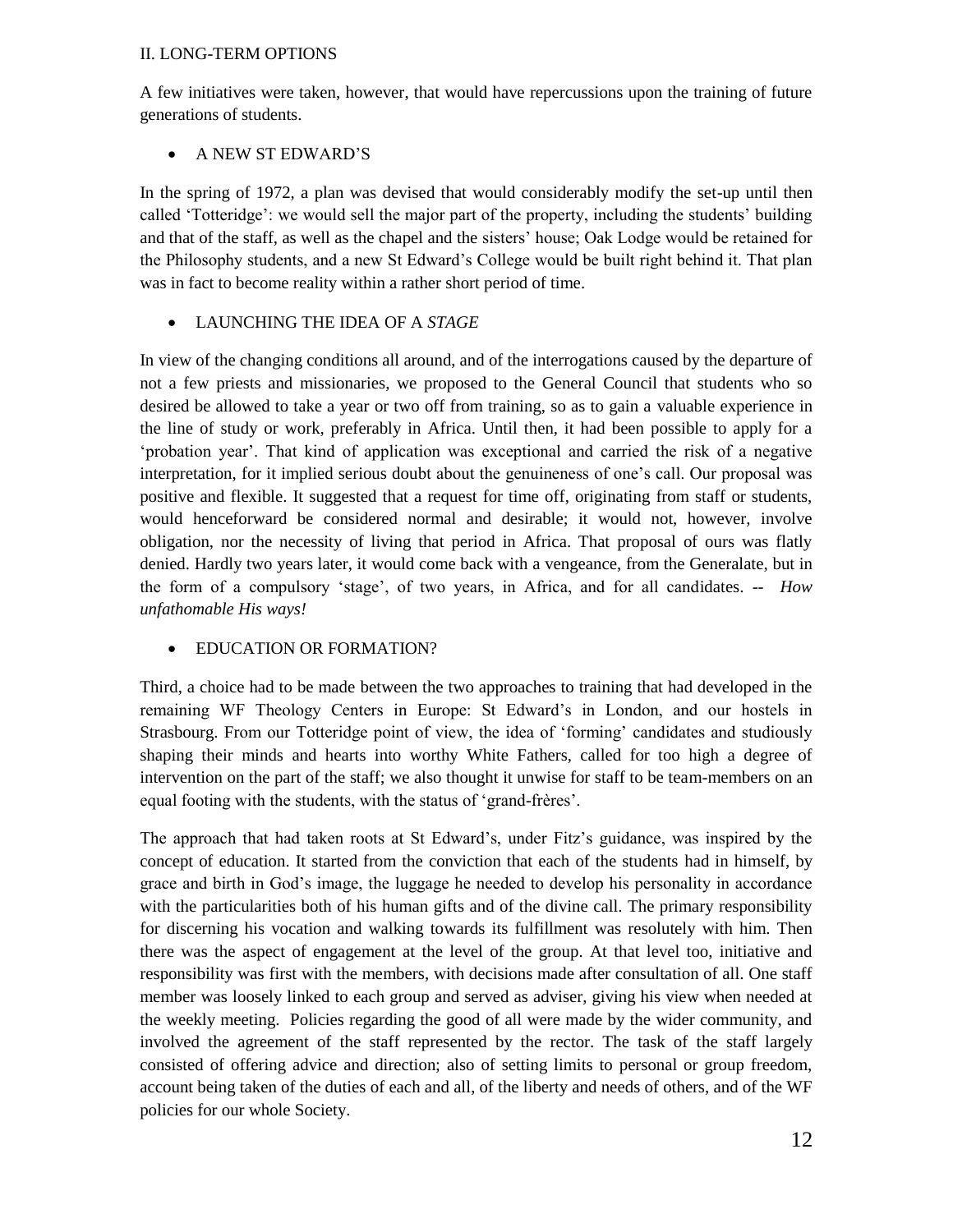## II. LONG-TERM OPTIONS

A few initiatives were taken, however, that would have repercussions upon the training of future generations of students.

- A NEW ST EDWARD'S

In the spring of 1972, a plan was devised that would considerably modify the set-up until then called 'Totteridge': we would sell the major part of the property, including the students' building and that of the staff, as well as the chapel and the sisters' house; Oak Lodge would be retained for the Philosophy students, and a new St Edward's College would be built right behind it. That plan was in fact to become reality within a rather short period of time.

- LAUNCHING THE IDEA OF A *STAGE*

In view of the changing conditions all around, and of the interrogations caused by the departure of not a few priests and missionaries, we proposed to the General Council that students who so desired be allowed to take a year or two off from training, so as to gain a valuable experience in the line of study or work, preferably in Africa. Until then, it had been possible to apply for a 'probation year'. That kind of application was exceptional and carried the risk of a negative interpretation, for it implied serious doubt about the genuineness of one's call. Our proposal was positive and flexible. It suggested that a request for time off, originating from staff or students, would henceforward be considered normal and desirable; it would not, however, involve obligation, nor the necessity of living that period in Africa. That proposal of ours was flatly denied. Hardly two years later, it would come back with a vengeance, from the Generalate, but in the form of a compulsory 'stage', of two years, in Africa, and for all candidates. -- *How unfathomable His ways!*

- EDUCATION OR FORMATION?

Third, a choice had to be made between the two approaches to training that had developed in the remaining WF Theology Centers in Europe: St Edward's in London, and our hostels in Strasbourg. From our Totteridge point of view, the idea of 'forming' candidates and studiously shaping their minds and hearts into worthy White Fathers, called for too high a degree of intervention on the part of the staff; we also thought it unwise for staff to be team-members on an equal footing with the students, with the status of 'grand-frères'.

The approach that had taken roots at St Edward's, under Fitz's guidance, was inspired by the concept of education. It started from the conviction that each of the students had in himself, by grace and birth in God's image, the luggage he needed to develop his personality in accordance with the particularities both of his human gifts and of the divine call. The primary responsibility for discerning his vocation and walking towards its fulfillment was resolutely with him. Then there was the aspect of engagement at the level of the group. At that level too, initiative and responsibility was first with the members, with decisions made after consultation of all. One staff member was loosely linked to each group and served as adviser, giving his view when needed at the weekly meeting. Policies regarding the good of all were made by the wider community, and involved the agreement of the staff represented by the rector. The task of the staff largely consisted of offering advice and direction; also of setting limits to personal or group freedom, account being taken of the duties of each and all, of the liberty and needs of others, and of the WF policies for our whole Society.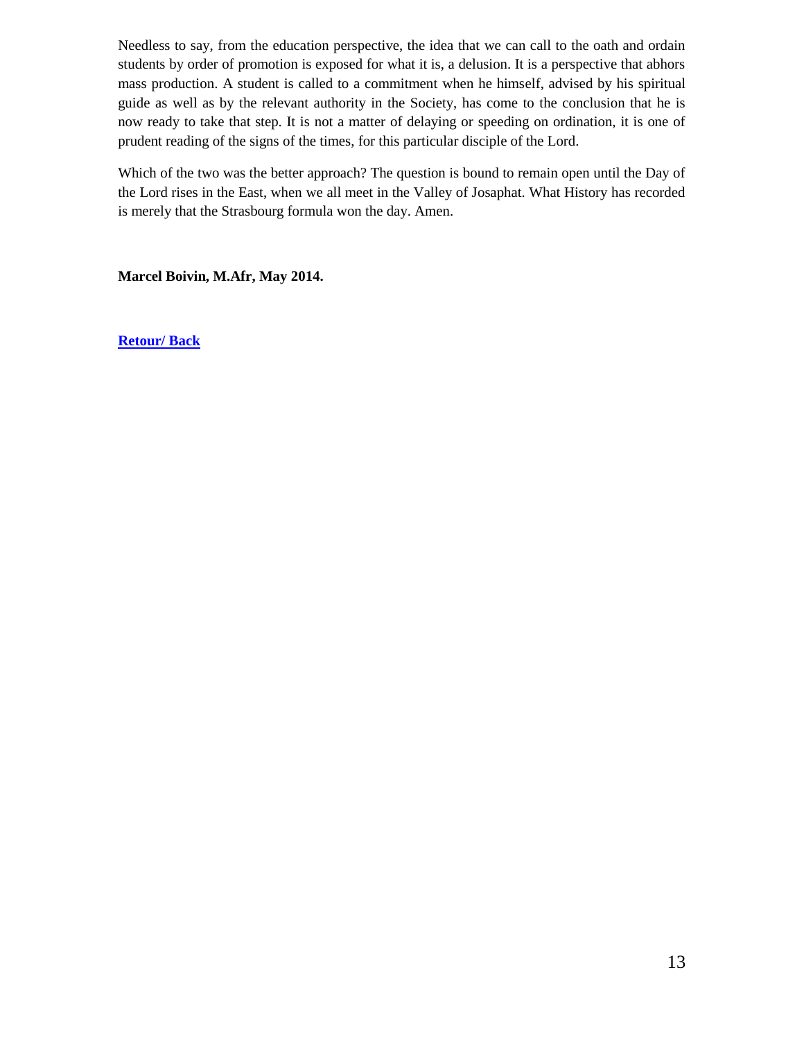Needless to say, from the education perspective, the idea that we can call to the oath and ordain students by order of promotion is exposed for what it is, a delusion. It is a perspective that abhors mass production. A student is called to a commitment when he himself, advised by his spiritual guide as well as by the relevant authority in the Society, has come to the conclusion that he is now ready to take that step. It is not a matter of delaying or speeding on ordination, it is one of prudent reading of the signs of the times, for this particular disciple of the Lord.

Which of the two was the better approach? The question is bound to remain open until the Day of the Lord rises in the East, when we all meet in the Valley of Josaphat. What History has recorded is merely that the Strasbourg formula won the day. Amen.

**Marcel Boivin, M.Afr, May 2014.**

**Retour/ Back**